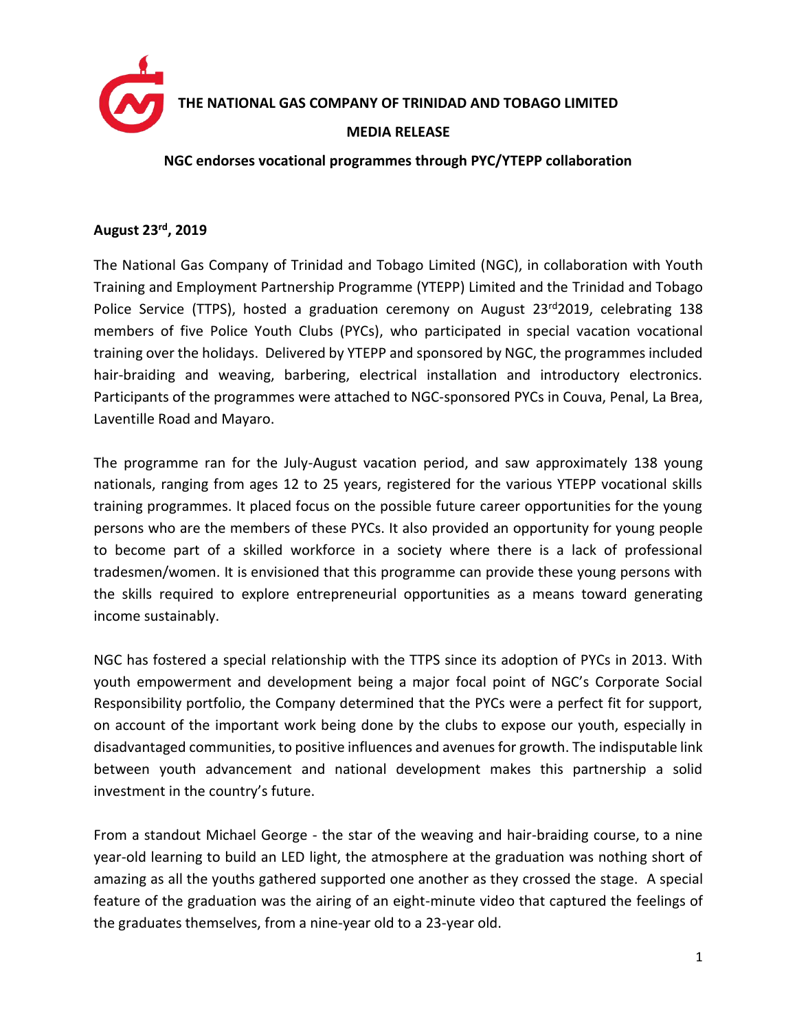# THE NATIONAL GAS COMPANY OF TRINIDAD AND TOBAGO LIMITED

## MEDIA RELEASE

### NGC endorses vocational programmes through PYC/YTEPP collaboration

**August 23rd, 2019**

The National Gas Company of Trinidad and Tobago Limited (NGC), in collaboration with Youth Training and Employment Partnership Programme (YTEPP) Limited and the Trinidad and Tobago Police Service (TTPS), hosted a graduation ceremony on August 23rd 2019, celebrating 138 members of five Police Youth Clubs (PYCs), who participated in special vacation vocational training over the holidays. Delivered by YTEPP and sponsored by NGC, the programmes included hair-braiding and weaving, barbering, electrical installation and introductory electronics. Participants of the programmes were attached to NGC-sponsored PYCs in Couva, Penal, La Brea, Laventille Road and Mayaro.

The programme ran for the July-August vacation period, and saw approximately 138 young nationals, ranging from ages 12 to 25 years, registered for the various YTEPP vocational skills training programmes. It placed focus on the possible future career opportunities for the young persons who are the members of these PYCs. It also provided an opportunity for young people to become part of a skilled workforce in a society where there is a lack of professional tradesmen/women. It is envisioned that this programme can provide these young persons with the skills required to explore entrepreneurial opportunities as a means toward generating income sustainably.

NGC has fostered a special relationship with the TTPS since its adoption of PYCs in 2013. With youth empowerment and development being a major focal point of NGC's Corporate Social Responsibility portfolio, the Company determined that the PYCs were a perfect fit for support, on account of the important work being done by the clubs to expose our youth, especially in disadvantaged communities, to positive influences and avenues for growth. The indisputable link between youth advancement and national development makes this partnership a solid investment in the country's future.

From a standout Michael George - the star of the weaving and hair-braiding course, to a nine year-old learning to build an LED light, the atmosphere at the graduation was nothing short of amazing as all the youths gathered supported one another as they crossed the stage. A special feature of the graduation was the airing of an eight-minute video that captured the feelings of the graduates themselves, from a nine-year old to a 23-year old.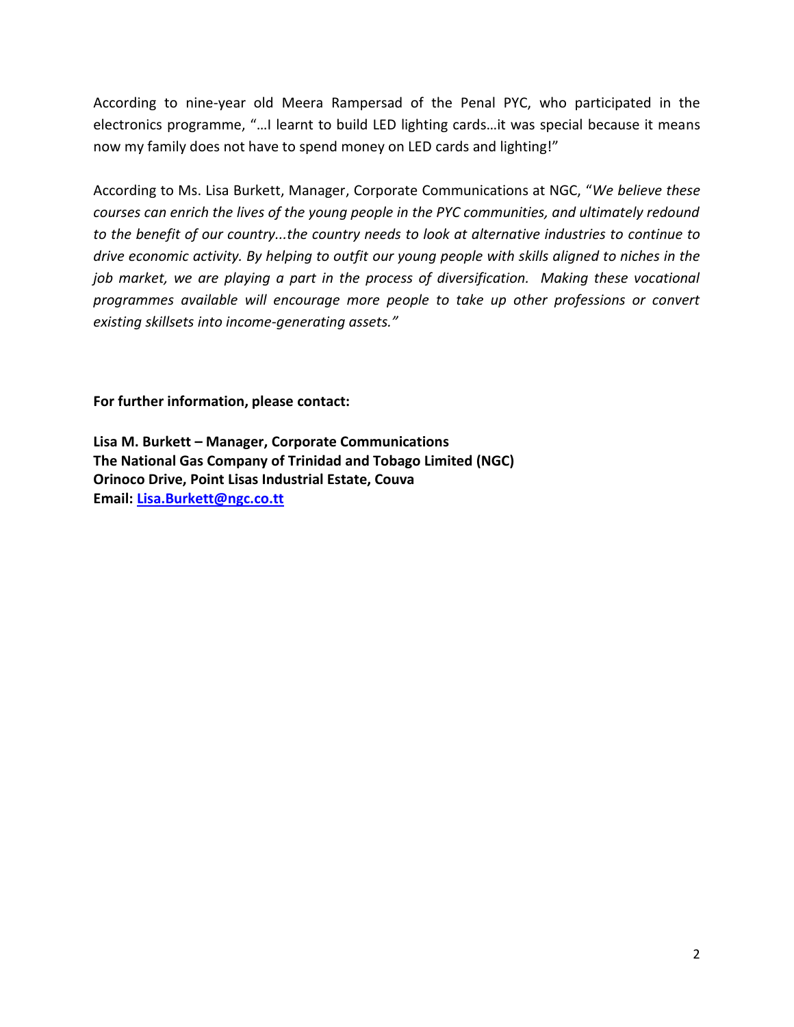According to nine-year old Meera Rampersad of the Penal PYC, who participated in the electronics programme, "…I learnt to build LED lighting cards…it was special because it means now my family does not have to spend money on LED cards and lighting!"

According to Ms. Lisa Burkett, Manager, Corporate Communications at NGC, "*We believe these courses can enrich the lives of the young people in the PYC communities, and ultimately redound to the benefit of our country...the country needs to look at alternative industries to continue to drive economic activity. By helping to outfit our young people with skills aligned to niches in the job market, we are playing a part in the process of diversification. Making these vocational programmes available will encourage more people to take up other professions or convert existing skillsets into income-generating assets."*

**For further information, please contact:**

**Lisa M. Burkett – Manager, Corporate Communications**
**The National Gas Company of Trinidad and Tobago Limited (NGC)**
**Orinoco Drive, Point Lisas Industrial Estate, Couva**
**Email: Lisa.Burkett@ngc.co.tt**